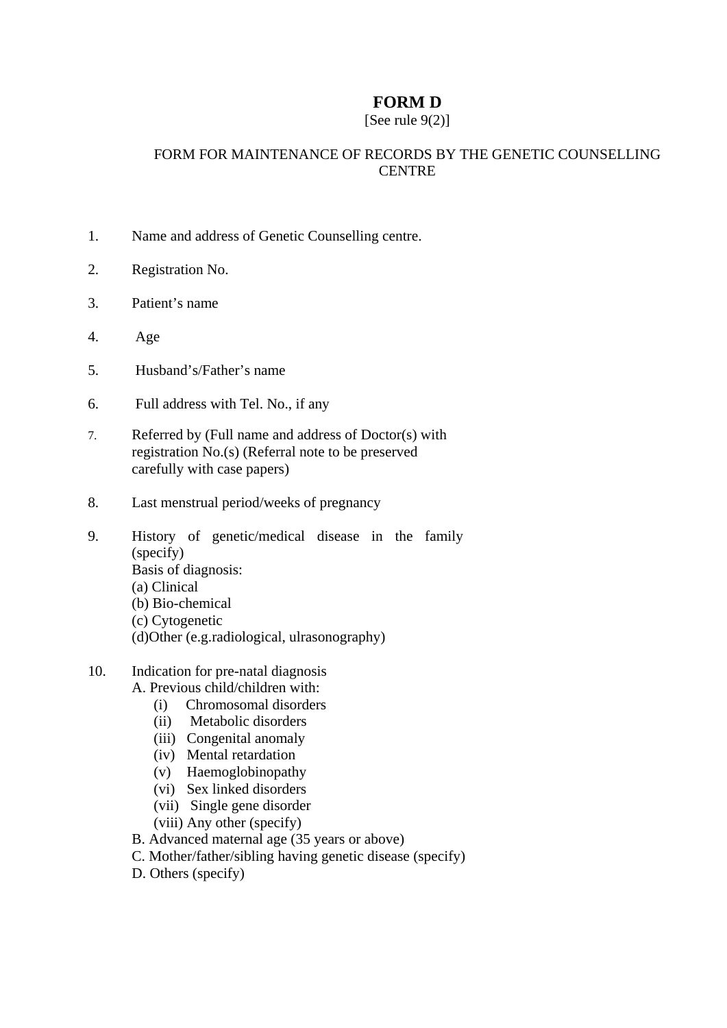# FORM D

[See rule 9(2)]

FORM FOR MAINTENANCE OF RECORDS BY THE GENETIC COUNSELLING CENTRE

1. Name and address of Genetic Counselling centre.

2. Registration No.

3. Patient's name

4. Age

5. Husband's/Father's name

6. Full address with Tel. No., if any

7. Referred by (Full name and address of Doctor(s) with registration No.(s) (Referral note to be preserved carefully with case papers)

8. Last menstrual period/weeks of pregnancy

9. History of genetic/medical disease in the family (specify)
   Basis of diagnosis:
   (a) Clinical
   (b) Bio-chemical
   (c) Cytogenetic
   (d)Other (e.g.radiological, ulrasonography)

10. Indication for pre-natal diagnosis
    A. Previous child/children with:
      (i) Chromosomal disorders
      (ii) Metabolic disorders
      (iii) Congenital anomaly
      (iv) Mental retardation
      (v) Haemoglobinopathy
      (vi) Sex linked disorders
      (vii) Single gene disorder
      (viii) Any other (specify)
    B. Advanced maternal age (35 years or above)
    C. Mother/father/sibling having genetic disease (specify)
    D. Others (specify)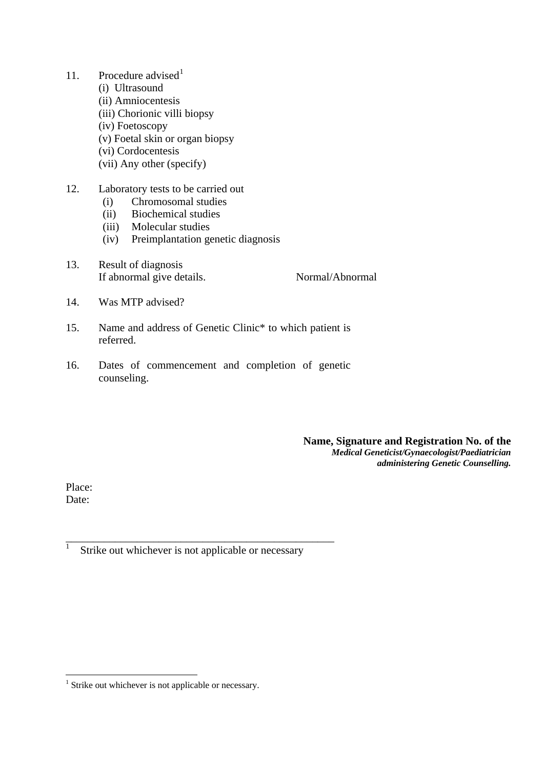11. Procedure advised[1]
    (i) Ultrasound
    (ii) Amniocentesis
    (iii) Chorionic villi biopsy
    (iv) Foetoscopy
    (v) Foetal skin or organ biopsy
    (vi) Cordocentesis
    (vii) Any other (specify)

12. Laboratory tests to be carried out
    (i) Chromosomal studies
    (ii) Biochemical studies
    (iii) Molecular studies
    (iv) Preimplantation genetic diagnosis

13. Result of diagnosis
    If abnormal give details. Normal/Abnormal

14. Was MTP advised?

15. Name and address of Genetic Clinic* to which patient is referred.

16. Dates of commencement and completion of genetic counseling.

**Name, Signature and Registration No. of the**
***Medical Geneticist/Gynaecologist/Paediatrician administering Genetic Counselling.***

Place:
Date:

---

[1] Strike out whichever is not applicable or necessary

---

[1] Strike out whichever is not applicable or necessary.